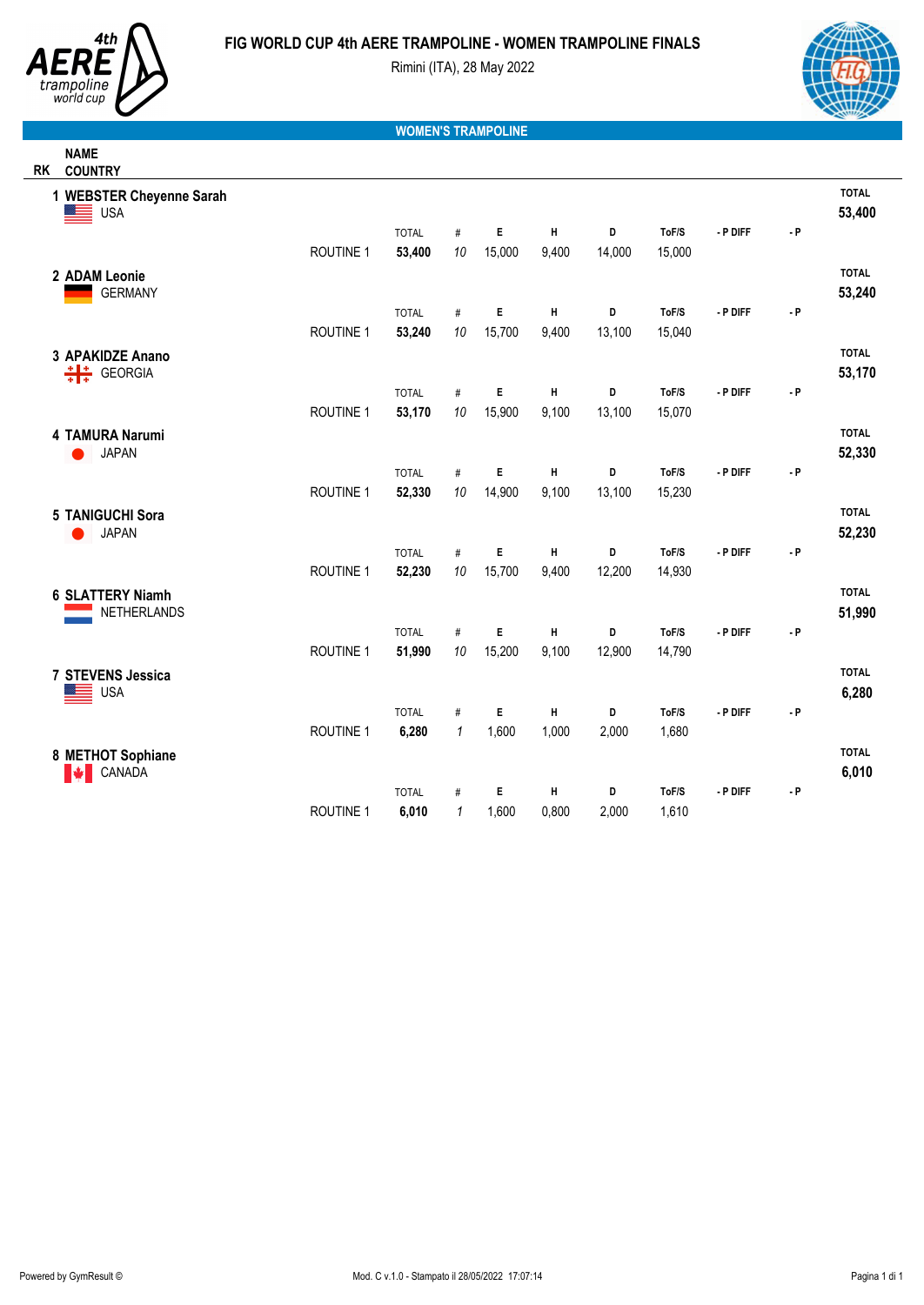# FIG WORLD CUP 4th AERE TRAMPOLINE - WOMEN TRAMPOLINE FINALS

Rimini (ITA), 28 May 2022

## WOMEN'S TRAMPOLINE

| RK | NAME / COUNTRY | | TOTAL | # | E | H | D | ToF/S | - P DIFF | - P | TOTAL |
|---|---|---|---|---|---|---|---|---|---|---|---|
| 1 | **WEBSTER Cheyenne Sarah** USA | | | | | | | | | | **53,400** |
| | | ROUTINE 1 | **53,400** | *10* | 15,000 | 9,400 | 14,000 | 15,000 | | | |
| 2 | **ADAM Leonie** GERMANY | | | | | | | | | | **53,240** |
| | | ROUTINE 1 | **53,240** | *10* | 15,700 | 9,400 | 13,100 | 15,040 | | | |
| 3 | **APAKIDZE Anano** GEORGIA | | | | | | | | | | **53,170** |
| | | ROUTINE 1 | **53,170** | *10* | 15,900 | 9,100 | 13,100 | 15,070 | | | |
| 4 | **TAMURA Narumi** JAPAN | | | | | | | | | | **52,330** |
| | | ROUTINE 1 | **52,330** | *10* | 14,900 | 9,100 | 13,100 | 15,230 | | | |
| 5 | **TANIGUCHI Sora** JAPAN | | | | | | | | | | **52,230** |
| | | ROUTINE 1 | **52,230** | *10* | 15,700 | 9,400 | 12,200 | 14,930 | | | |
| 6 | **SLATTERY Niamh** NETHERLANDS | | | | | | | | | | **51,990** |
| | | ROUTINE 1 | **51,990** | *10* | 15,200 | 9,100 | 12,900 | 14,790 | | | |
| 7 | **STEVENS Jessica** USA | | | | | | | | | | **6,280** |
| | | ROUTINE 1 | **6,280** | *1* | 1,600 | 1,000 | 2,000 | 1,680 | | | |
| 8 | **METHOT Sophiane** CANADA | | | | | | | | | | **6,010** |
| | | ROUTINE 1 | **6,010** | *1* | 1,600 | 0,800 | 2,000 | 1,610 | | | |

Powered by GymResult © Mod. C v.1.0 - Stampato il 28/05/2022 17:07:14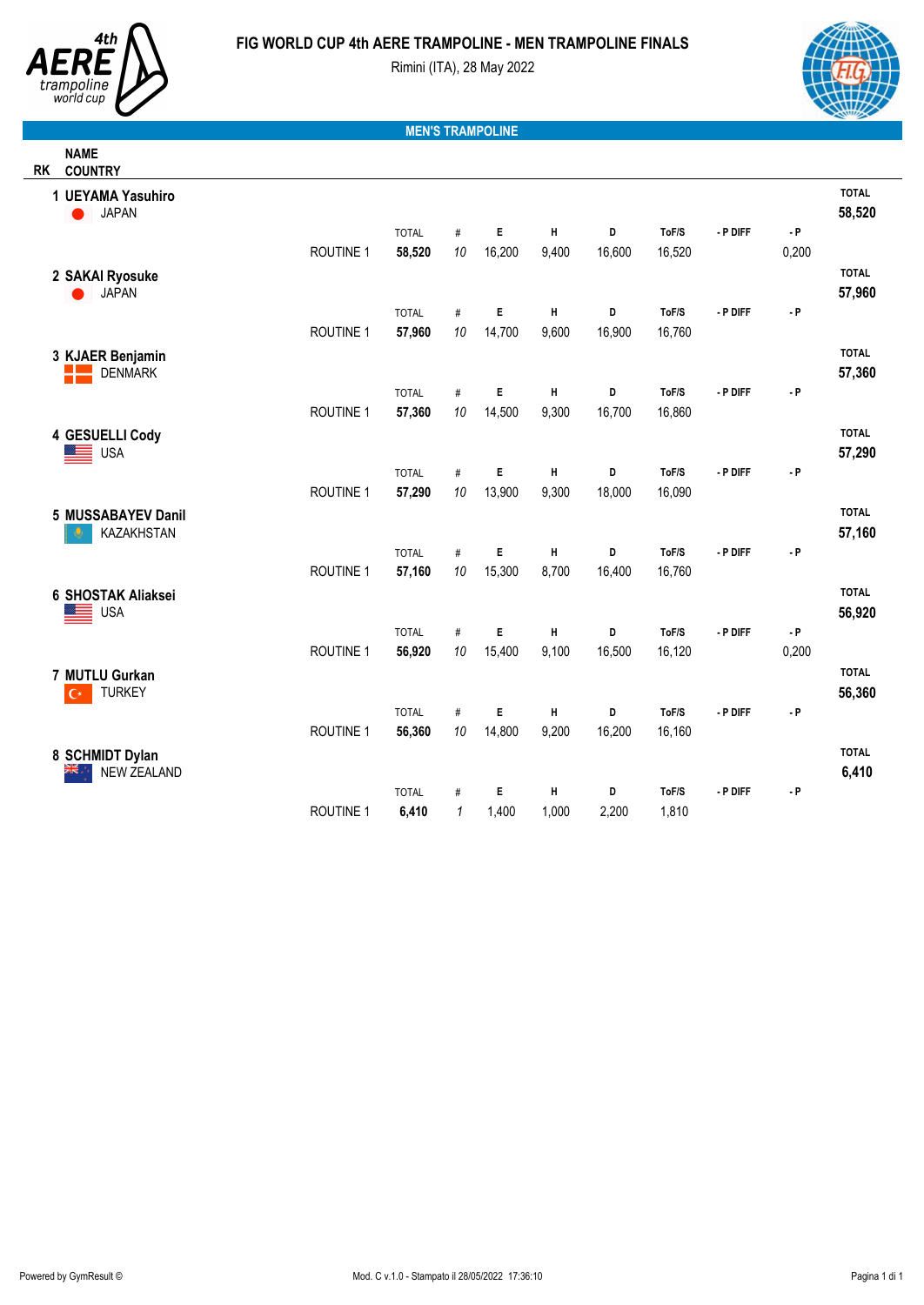# FIG WORLD CUP 4th AERE TRAMPOLINE - MEN TRAMPOLINE FINALS

Rimini (ITA), 28 May 2022

## MEN'S TRAMPOLINE

| RK | NAME / COUNTRY | | TOTAL | # | E | H | D | ToF/S | - P DIFF | - P | TOTAL |
|---|---|---|---|---|---|---|---|---|---|---|---|
| 1 | UEYAMA Yasuhiro – JAPAN | ROUTINE 1 | 58,520 | 10 | 16,200 | 9,400 | 16,600 | 16,520 | | 0,200 | 58,520 |
| 2 | SAKAI Ryosuke – JAPAN | ROUTINE 1 | 57,960 | 10 | 14,700 | 9,600 | 16,900 | 16,760 | | | 57,960 |
| 3 | KJAER Benjamin – DENMARK | ROUTINE 1 | 57,360 | 10 | 14,500 | 9,300 | 16,700 | 16,860 | | | 57,360 |
| 4 | GESUELLI Cody – USA | ROUTINE 1 | 57,290 | 10 | 13,900 | 9,300 | 18,000 | 16,090 | | | 57,290 |
| 5 | MUSSABAYEV Danil – KAZAKHSTAN | ROUTINE 1 | 57,160 | 10 | 15,300 | 8,700 | 16,400 | 16,760 | | | 57,160 |
| 6 | SHOSTAK Aliaksei – USA | ROUTINE 1 | 56,920 | 10 | 15,400 | 9,100 | 16,500 | 16,120 | | 0,200 | 56,920 |
| 7 | MUTLU Gurkan – TURKEY | ROUTINE 1 | 56,360 | 10 | 14,800 | 9,200 | 16,200 | 16,160 | | | 56,360 |
| 8 | SCHMIDT Dylan – NEW ZEALAND | ROUTINE 1 | 6,410 | 1 | 1,400 | 1,000 | 2,200 | 1,810 | | | 6,410 |

Powered by GymResult ©

Mod. C v.1.0 - Stampato il 28/05/2022 17:36:10